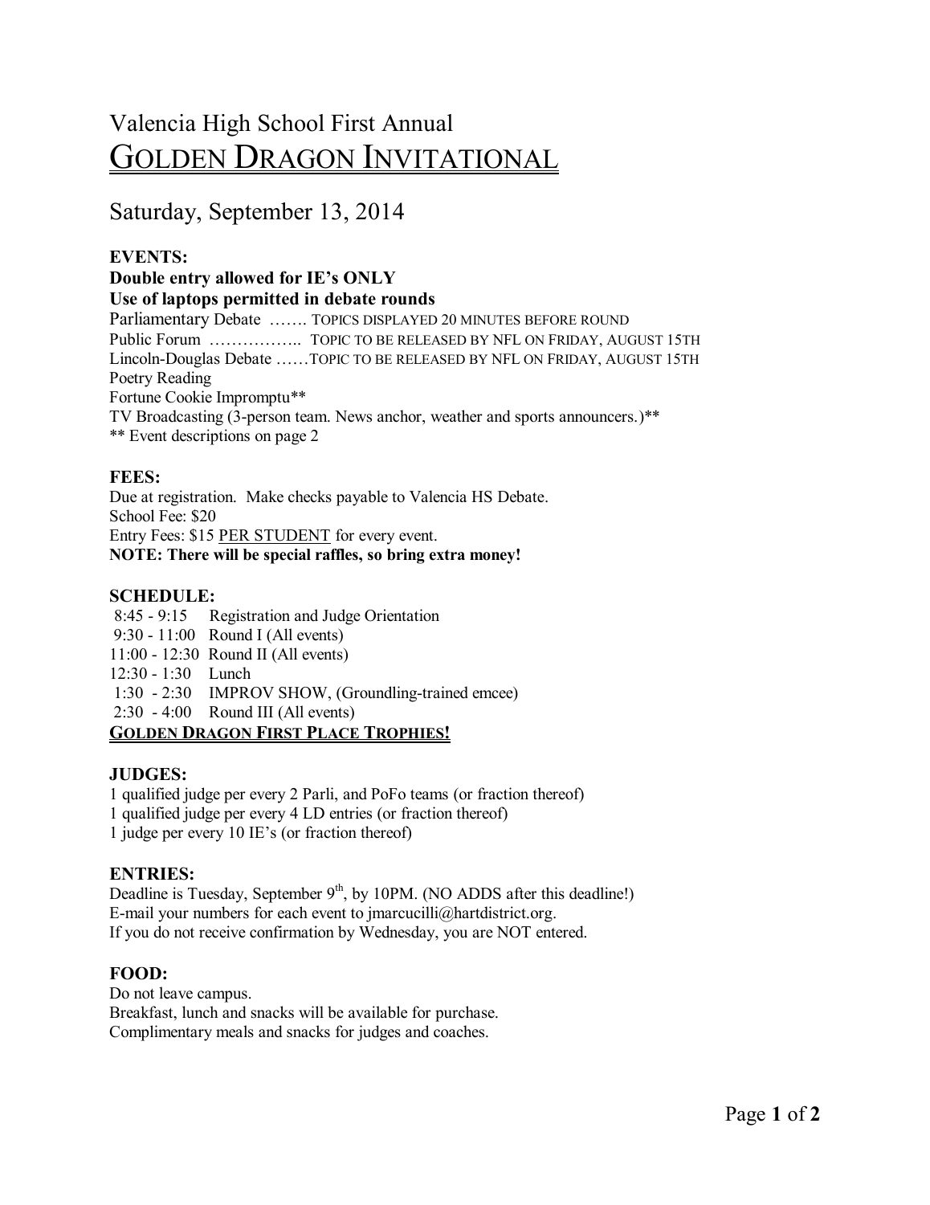# Valencia High School First Annual
# GOLDEN DRAGON INVITATIONAL

## Saturday, September 13, 2014

### EVENTS:

**Double entry allowed for IE's ONLY**
**Use of laptops permitted in debate rounds**

Parliamentary Debate ……. TOPICS DISPLAYED 20 MINUTES BEFORE ROUND
Public Forum …………….. TOPIC TO BE RELEASED BY NFL ON FRIDAY, AUGUST 15TH
Lincoln-Douglas Debate ……TOPIC TO BE RELEASED BY NFL ON FRIDAY, AUGUST 15TH
Poetry Reading
Fortune Cookie Impromptu**
TV Broadcasting (3-person team. News anchor, weather and sports announcers.)**
** Event descriptions on page 2

### FEES:

Due at registration. Make checks payable to Valencia HS Debate.
School Fee: $20
Entry Fees: $15 PER STUDENT for every event.
**NOTE: There will be special raffles, so bring extra money!**

### SCHEDULE:

8:45 - 9:15 Registration and Judge Orientation
9:30 - 11:00 Round I (All events)
11:00 - 12:30 Round II (All events)
12:30 - 1:30 Lunch
1:30 - 2:30 IMPROV SHOW, (Groundling-trained emcee)
2:30 - 4:00 Round III (All events)

**GOLDEN DRAGON FIRST PLACE TROPHIES!**

### JUDGES:

1 qualified judge per every 2 Parli, and PoFo teams (or fraction thereof)
1 qualified judge per every 4 LD entries (or fraction thereof)
1 judge per every 10 IE's (or fraction thereof)

### ENTRIES:

Deadline is Tuesday, September 9th, by 10PM. (NO ADDS after this deadline!)
E-mail your numbers for each event to jmarcucilli@hartdistrict.org.
If you do not receive confirmation by Wednesday, you are NOT entered.

### FOOD:

Do not leave campus.
Breakfast, lunch and snacks will be available for purchase.
Complimentary meals and snacks for judges and coaches.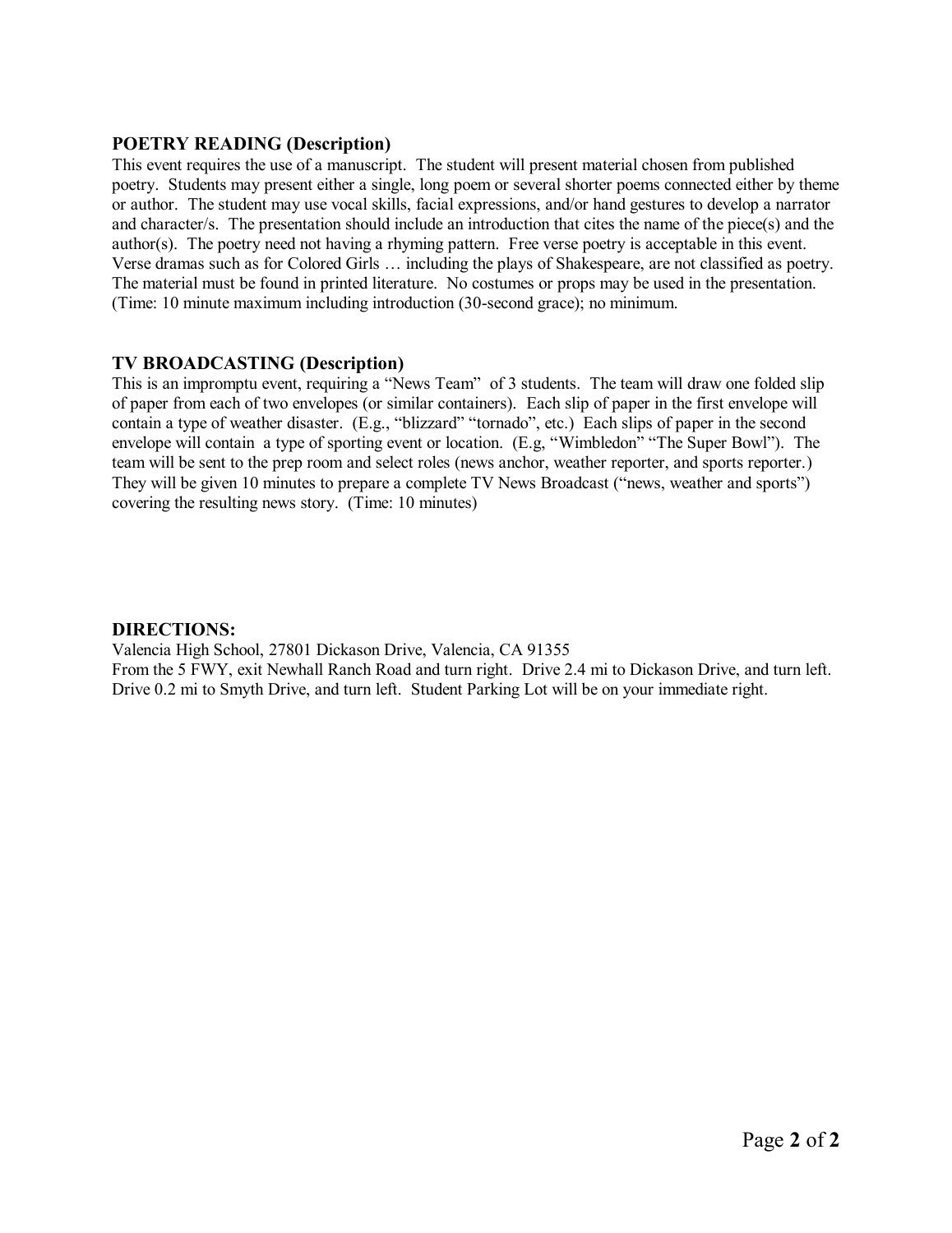## POETRY READING (Description)

This event requires the use of a manuscript. The student will present material chosen from published poetry. Students may present either a single, long poem or several shorter poems connected either by theme or author. The student may use vocal skills, facial expressions, and/or hand gestures to develop a narrator and character/s. The presentation should include an introduction that cites the name of the piece(s) and the author(s). The poetry need not having a rhyming pattern. Free verse poetry is acceptable in this event. Verse dramas such as for Colored Girls … including the plays of Shakespeare, are not classified as poetry. The material must be found in printed literature. No costumes or props may be used in the presentation. (Time: 10 minute maximum including introduction (30-second grace); no minimum.

## TV BROADCASTING (Description)

This is an impromptu event, requiring a "News Team" of 3 students. The team will draw one folded slip of paper from each of two envelopes (or similar containers). Each slip of paper in the first envelope will contain a type of weather disaster. (E.g., "blizzard" "tornado", etc.) Each slips of paper in the second envelope will contain a type of sporting event or location. (E.g, "Wimbledon" "The Super Bowl"). The team will be sent to the prep room and select roles (news anchor, weather reporter, and sports reporter.) They will be given 10 minutes to prepare a complete TV News Broadcast ("news, weather and sports") covering the resulting news story. (Time: 10 minutes)

## DIRECTIONS:

Valencia High School, 27801 Dickason Drive, Valencia, CA 91355
From the 5 FWY, exit Newhall Ranch Road and turn right. Drive 2.4 mi to Dickason Drive, and turn left. Drive 0.2 mi to Smyth Drive, and turn left. Student Parking Lot will be on your immediate right.